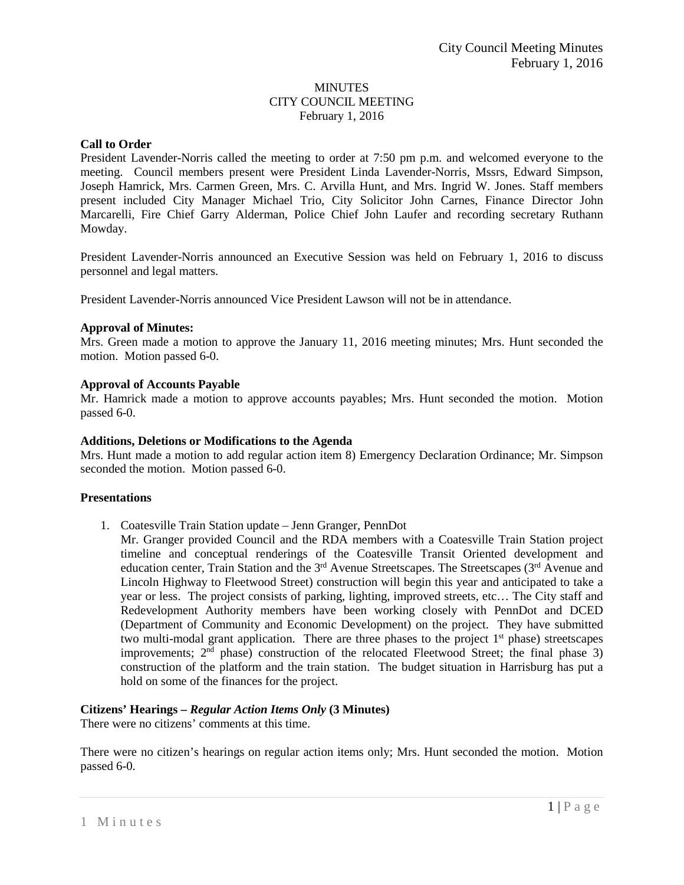MINUTES
CITY COUNCIL MEETING
February 1, 2016

**Call to Order**

President Lavender-Norris called the meeting to order at 7:50 pm p.m. and welcomed everyone to the meeting. Council members present were President Linda Lavender-Norris, Mssrs, Edward Simpson, Joseph Hamrick, Mrs. Carmen Green, Mrs. C. Arvilla Hunt, and Mrs. Ingrid W. Jones. Staff members present included City Manager Michael Trio, City Solicitor John Carnes, Finance Director John Marcarelli, Fire Chief Garry Alderman, Police Chief John Laufer and recording secretary Ruthann Mowday.

President Lavender-Norris announced an Executive Session was held on February 1, 2016 to discuss personnel and legal matters.

President Lavender-Norris announced Vice President Lawson will not be in attendance.

**Approval of Minutes:**

Mrs. Green made a motion to approve the January 11, 2016 meeting minutes; Mrs. Hunt seconded the motion. Motion passed 6-0.

**Approval of Accounts Payable**

Mr. Hamrick made a motion to approve accounts payables; Mrs. Hunt seconded the motion. Motion passed 6-0.

**Additions, Deletions or Modifications to the Agenda**

Mrs. Hunt made a motion to add regular action item 8) Emergency Declaration Ordinance; Mr. Simpson seconded the motion. Motion passed 6-0.

**Presentations**

1. Coatesville Train Station update – Jenn Granger, PennDot
   Mr. Granger provided Council and the RDA members with a Coatesville Train Station project timeline and conceptual renderings of the Coatesville Transit Oriented development and education center, Train Station and the 3rd Avenue Streetscapes. The Streetscapes (3rd Avenue and Lincoln Highway to Fleetwood Street) construction will begin this year and anticipated to take a year or less. The project consists of parking, lighting, improved streets, etc… The City staff and Redevelopment Authority members have been working closely with PennDot and DCED (Department of Community and Economic Development) on the project. They have submitted two multi-modal grant application. There are three phases to the project 1st phase) streetscapes improvements; 2nd phase) construction of the relocated Fleetwood Street; the final phase 3) construction of the platform and the train station. The budget situation in Harrisburg has put a hold on some of the finances for the project.

**Citizens' Hearings – *Regular Action Items Only* (3 Minutes)**

There were no citizens' comments at this time.

There were no citizen's hearings on regular action items only; Mrs. Hunt seconded the motion. Motion passed 6-0.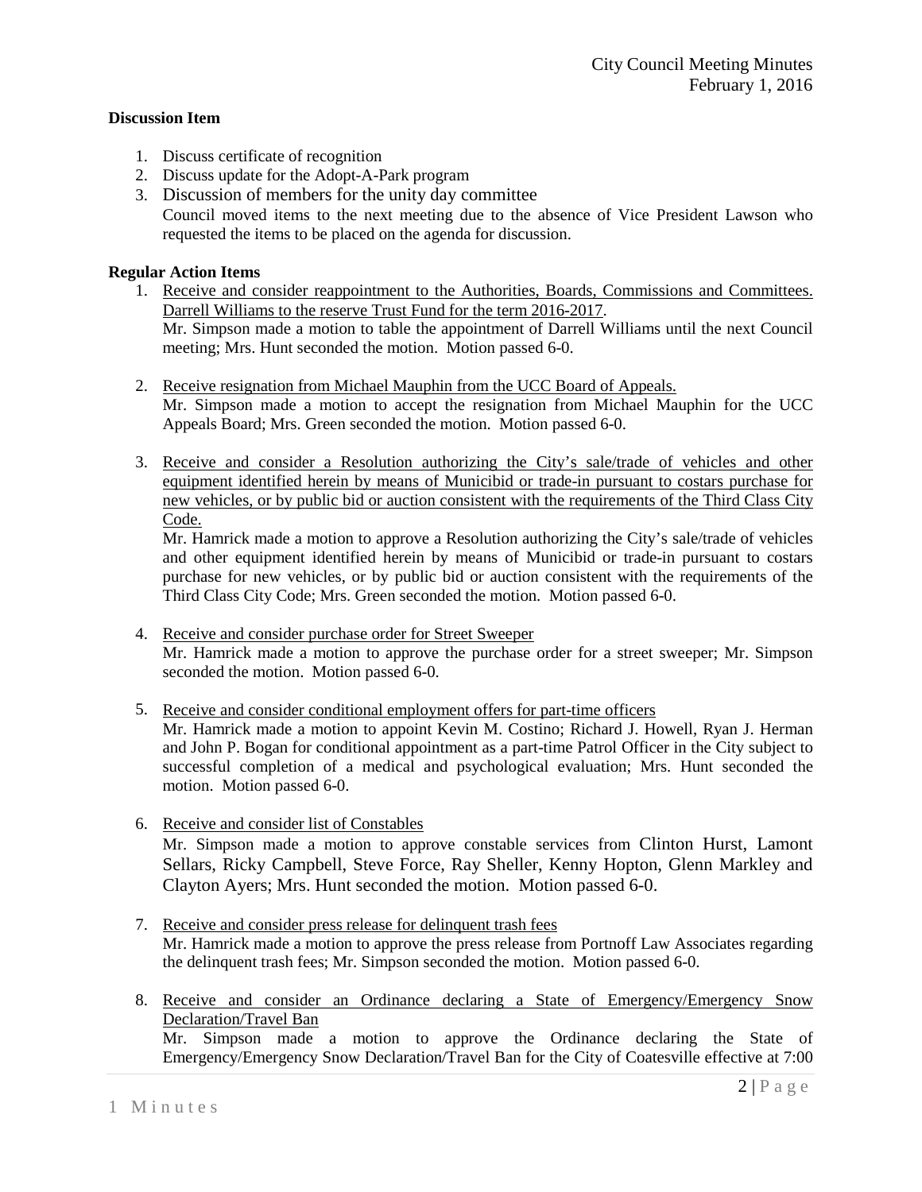**Discussion Item**

1. Discuss certificate of recognition
2. Discuss update for the Adopt-A-Park program
3. Discussion of members for the unity day committee

   Council moved items to the next meeting due to the absence of Vice President Lawson who requested the items to be placed on the agenda for discussion.

**Regular Action Items**

1. Receive and consider reappointment to the Authorities, Boards, Commissions and Committees. Darrell Williams to the reserve Trust Fund for the term 2016-2017.

   Mr. Simpson made a motion to table the appointment of Darrell Williams until the next Council meeting; Mrs. Hunt seconded the motion. Motion passed 6-0.

2. Receive resignation from Michael Mauphin from the UCC Board of Appeals.

   Mr. Simpson made a motion to accept the resignation from Michael Mauphin for the UCC Appeals Board; Mrs. Green seconded the motion. Motion passed 6-0.

3. Receive and consider a Resolution authorizing the City's sale/trade of vehicles and other equipment identified herein by means of Municibid or trade-in pursuant to costars purchase for new vehicles, or by public bid or auction consistent with the requirements of the Third Class City Code.

   Mr. Hamrick made a motion to approve a Resolution authorizing the City's sale/trade of vehicles and other equipment identified herein by means of Municibid or trade-in pursuant to costars purchase for new vehicles, or by public bid or auction consistent with the requirements of the Third Class City Code; Mrs. Green seconded the motion. Motion passed 6-0.

4. Receive and consider purchase order for Street Sweeper

   Mr. Hamrick made a motion to approve the purchase order for a street sweeper; Mr. Simpson seconded the motion. Motion passed 6-0.

5. Receive and consider conditional employment offers for part-time officers

   Mr. Hamrick made a motion to appoint Kevin M. Costino; Richard J. Howell, Ryan J. Herman and John P. Bogan for conditional appointment as a part-time Patrol Officer in the City subject to successful completion of a medical and psychological evaluation; Mrs. Hunt seconded the motion. Motion passed 6-0.

6. Receive and consider list of Constables

   Mr. Simpson made a motion to approve constable services from Clinton Hurst, Lamont Sellars, Ricky Campbell, Steve Force, Ray Sheller, Kenny Hopton, Glenn Markley and Clayton Ayers; Mrs. Hunt seconded the motion. Motion passed 6-0.

7. Receive and consider press release for delinquent trash fees

   Mr. Hamrick made a motion to approve the press release from Portnoff Law Associates regarding the delinquent trash fees; Mr. Simpson seconded the motion. Motion passed 6-0.

8. Receive and consider an Ordinance declaring a State of Emergency/Emergency Snow Declaration/Travel Ban

   Mr. Simpson made a motion to approve the Ordinance declaring the State of Emergency/Emergency Snow Declaration/Travel Ban for the City of Coatesville effective at 7:00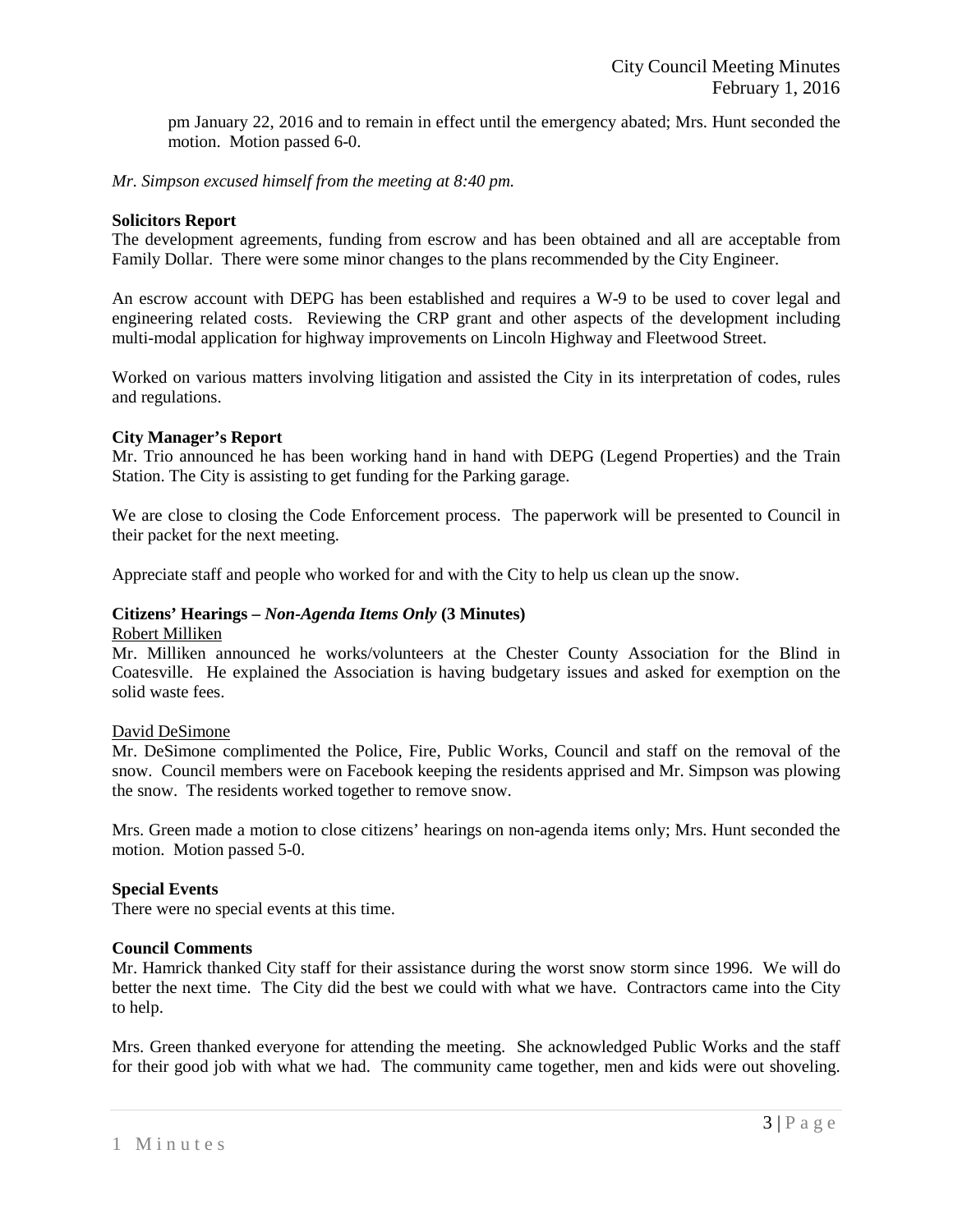pm January 22, 2016 and to remain in effect until the emergency abated; Mrs. Hunt seconded the motion. Motion passed 6-0.

*Mr. Simpson excused himself from the meeting at 8:40 pm.*

**Solicitors Report**

The development agreements, funding from escrow and has been obtained and all are acceptable from Family Dollar. There were some minor changes to the plans recommended by the City Engineer.

An escrow account with DEPG has been established and requires a W-9 to be used to cover legal and engineering related costs. Reviewing the CRP grant and other aspects of the development including multi-modal application for highway improvements on Lincoln Highway and Fleetwood Street.

Worked on various matters involving litigation and assisted the City in its interpretation of codes, rules and regulations.

**City Manager's Report**

Mr. Trio announced he has been working hand in hand with DEPG (Legend Properties) and the Train Station. The City is assisting to get funding for the Parking garage.

We are close to closing the Code Enforcement process. The paperwork will be presented to Council in their packet for the next meeting.

Appreciate staff and people who worked for and with the City to help us clean up the snow.

**Citizens' Hearings –** ***Non-Agenda Items Only*** **(3 Minutes)**

Robert Milliken

Mr. Milliken announced he works/volunteers at the Chester County Association for the Blind in Coatesville. He explained the Association is having budgetary issues and asked for exemption on the solid waste fees.

David DeSimone

Mr. DeSimone complimented the Police, Fire, Public Works, Council and staff on the removal of the snow. Council members were on Facebook keeping the residents apprised and Mr. Simpson was plowing the snow. The residents worked together to remove snow.

Mrs. Green made a motion to close citizens' hearings on non-agenda items only; Mrs. Hunt seconded the motion. Motion passed 5-0.

**Special Events**

There were no special events at this time.

**Council Comments**

Mr. Hamrick thanked City staff for their assistance during the worst snow storm since 1996. We will do better the next time. The City did the best we could with what we have. Contractors came into the City to help.

Mrs. Green thanked everyone for attending the meeting. She acknowledged Public Works and the staff for their good job with what we had. The community came together, men and kids were out shoveling.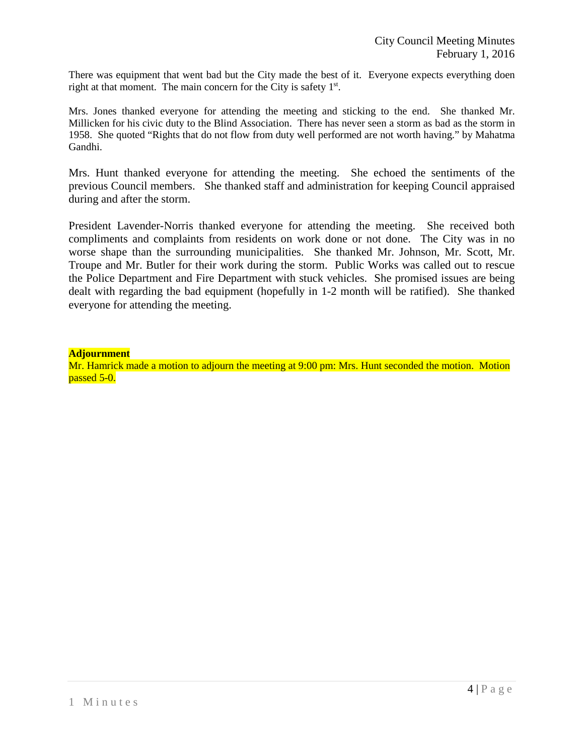There was equipment that went bad but the City made the best of it. Everyone expects everything doen right at that moment. The main concern for the City is safety 1st.

Mrs. Jones thanked everyone for attending the meeting and sticking to the end. She thanked Mr. Millicken for his civic duty to the Blind Association. There has never seen a storm as bad as the storm in 1958. She quoted "Rights that do not flow from duty well performed are not worth having." by Mahatma Gandhi.

Mrs. Hunt thanked everyone for attending the meeting. She echoed the sentiments of the previous Council members. She thanked staff and administration for keeping Council appraised during and after the storm.

President Lavender-Norris thanked everyone for attending the meeting. She received both compliments and complaints from residents on work done or not done. The City was in no worse shape than the surrounding municipalities. She thanked Mr. Johnson, Mr. Scott, Mr. Troupe and Mr. Butler for their work during the storm. Public Works was called out to rescue the Police Department and Fire Department with stuck vehicles. She promised issues are being dealt with regarding the bad equipment (hopefully in 1-2 month will be ratified). She thanked everyone for attending the meeting.

**Adjournment**

Mr. Hamrick made a motion to adjourn the meeting at 9:00 pm: Mrs. Hunt seconded the motion. Motion passed 5-0.